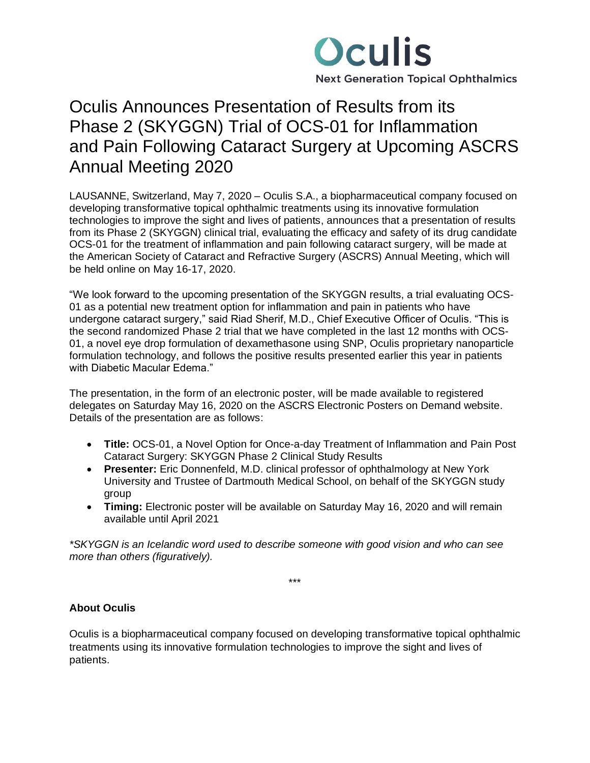Oculis

Next Generation Topical Ophthalmics

# Oculis Announces Presentation of Results from its Phase 2 (SKYGGN) Trial of OCS-01 for Inflammation and Pain Following Cataract Surgery at Upcoming ASCRS Annual Meeting 2020

LAUSANNE, Switzerland, May 7, 2020 – Oculis S.A., a biopharmaceutical company focused on developing transformative topical ophthalmic treatments using its innovative formulation technologies to improve the sight and lives of patients, announces that a presentation of results from its Phase 2 (SKYGGN) clinical trial, evaluating the efficacy and safety of its drug candidate OCS-01 for the treatment of inflammation and pain following cataract surgery, will be made at the American Society of Cataract and Refractive Surgery (ASCRS) Annual Meeting, which will be held online on May 16-17, 2020.

"We look forward to the upcoming presentation of the SKYGGN results, a trial evaluating OCS-01 as a potential new treatment option for inflammation and pain in patients who have undergone cataract surgery," said Riad Sherif, M.D., Chief Executive Officer of Oculis. "This is the second randomized Phase 2 trial that we have completed in the last 12 months with OCS-01, a novel eye drop formulation of dexamethasone using SNP, Oculis proprietary nanoparticle formulation technology, and follows the positive results presented earlier this year in patients with Diabetic Macular Edema."

The presentation, in the form of an electronic poster, will be made available to registered delegates on Saturday May 16, 2020 on the ASCRS Electronic Posters on Demand website. Details of the presentation are as follows:

- **Title:** OCS-01, a Novel Option for Once-a-day Treatment of Inflammation and Pain Post Cataract Surgery: SKYGGN Phase 2 Clinical Study Results
- **Presenter:** Eric Donnenfeld, M.D. clinical professor of ophthalmology at New York University and Trustee of Dartmouth Medical School, on behalf of the SKYGGN study group
- **Timing:** Electronic poster will be available on Saturday May 16, 2020 and will remain available until April 2021

*\*SKYGGN is an Icelandic word used to describe someone with good vision and who can see more than others (figuratively).*

\*\*\*

**About Oculis**

Oculis is a biopharmaceutical company focused on developing transformative topical ophthalmic treatments using its innovative formulation technologies to improve the sight and lives of patients.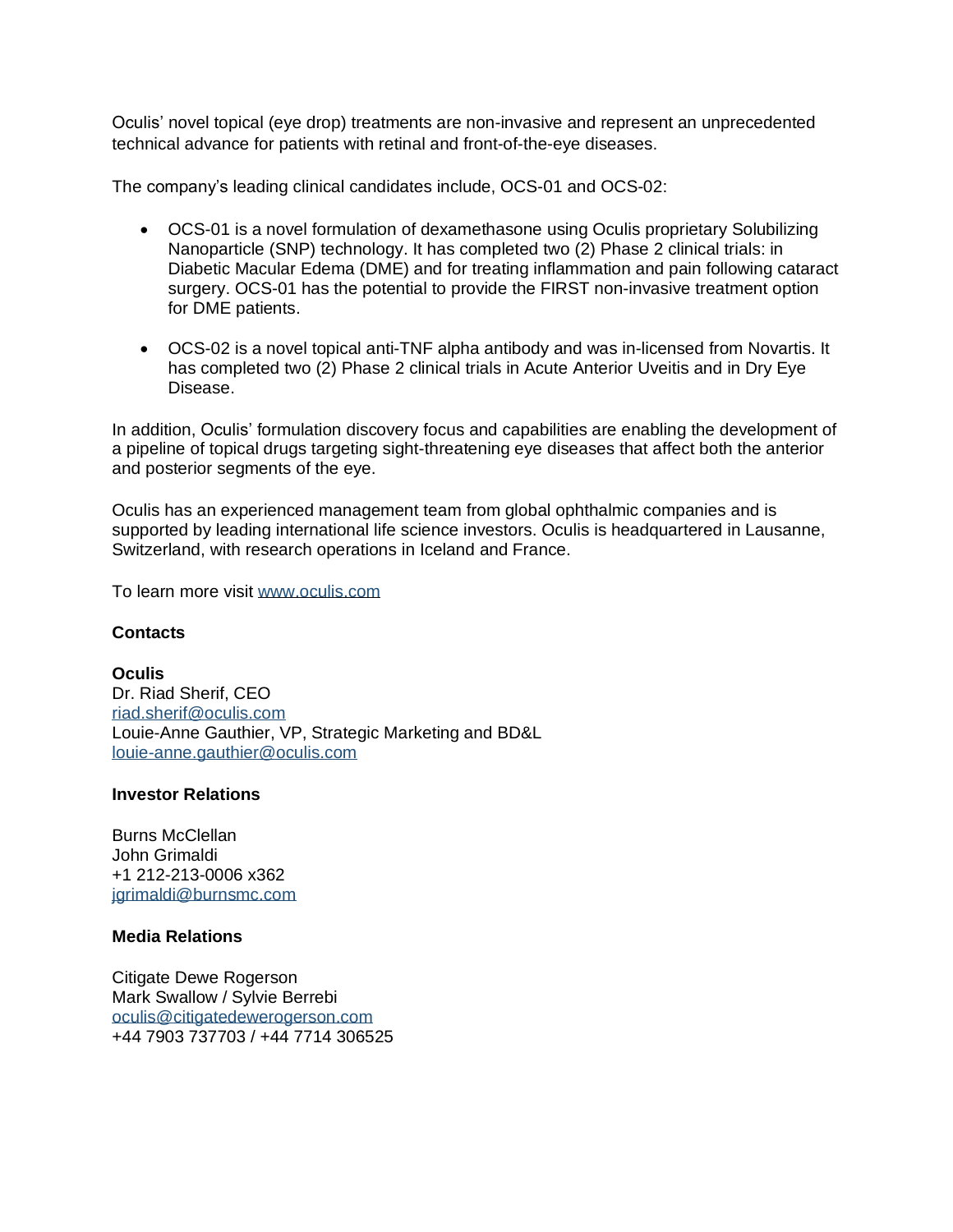Oculis' novel topical (eye drop) treatments are non-invasive and represent an unprecedented technical advance for patients with retinal and front-of-the-eye diseases.

The company's leading clinical candidates include, OCS-01 and OCS-02:

- OCS-01 is a novel formulation of dexamethasone using Oculis proprietary Solubilizing Nanoparticle (SNP) technology. It has completed two (2) Phase 2 clinical trials: in Diabetic Macular Edema (DME) and for treating inflammation and pain following cataract surgery. OCS-01 has the potential to provide the FIRST non-invasive treatment option for DME patients.

- OCS-02 is a novel topical anti-TNF alpha antibody and was in-licensed from Novartis. It has completed two (2) Phase 2 clinical trials in Acute Anterior Uveitis and in Dry Eye Disease.

In addition, Oculis' formulation discovery focus and capabilities are enabling the development of a pipeline of topical drugs targeting sight-threatening eye diseases that affect both the anterior and posterior segments of the eye.

Oculis has an experienced management team from global ophthalmic companies and is supported by leading international life science investors. Oculis is headquartered in Lausanne, Switzerland, with research operations in Iceland and France.

To learn more visit www.oculis.com

**Contacts**

**Oculis**
Dr. Riad Sherif, CEO
riad.sherif@oculis.com
Louie-Anne Gauthier, VP, Strategic Marketing and BD&L
louie-anne.gauthier@oculis.com

**Investor Relations**

Burns McClellan
John Grimaldi
+1 212-213-0006 x362
jgrimaldi@burnsmc.com

**Media Relations**

Citigate Dewe Rogerson
Mark Swallow / Sylvie Berrebi
oculis@citigatedewerogerson.com
+44 7903 737703 / +44 7714 306525